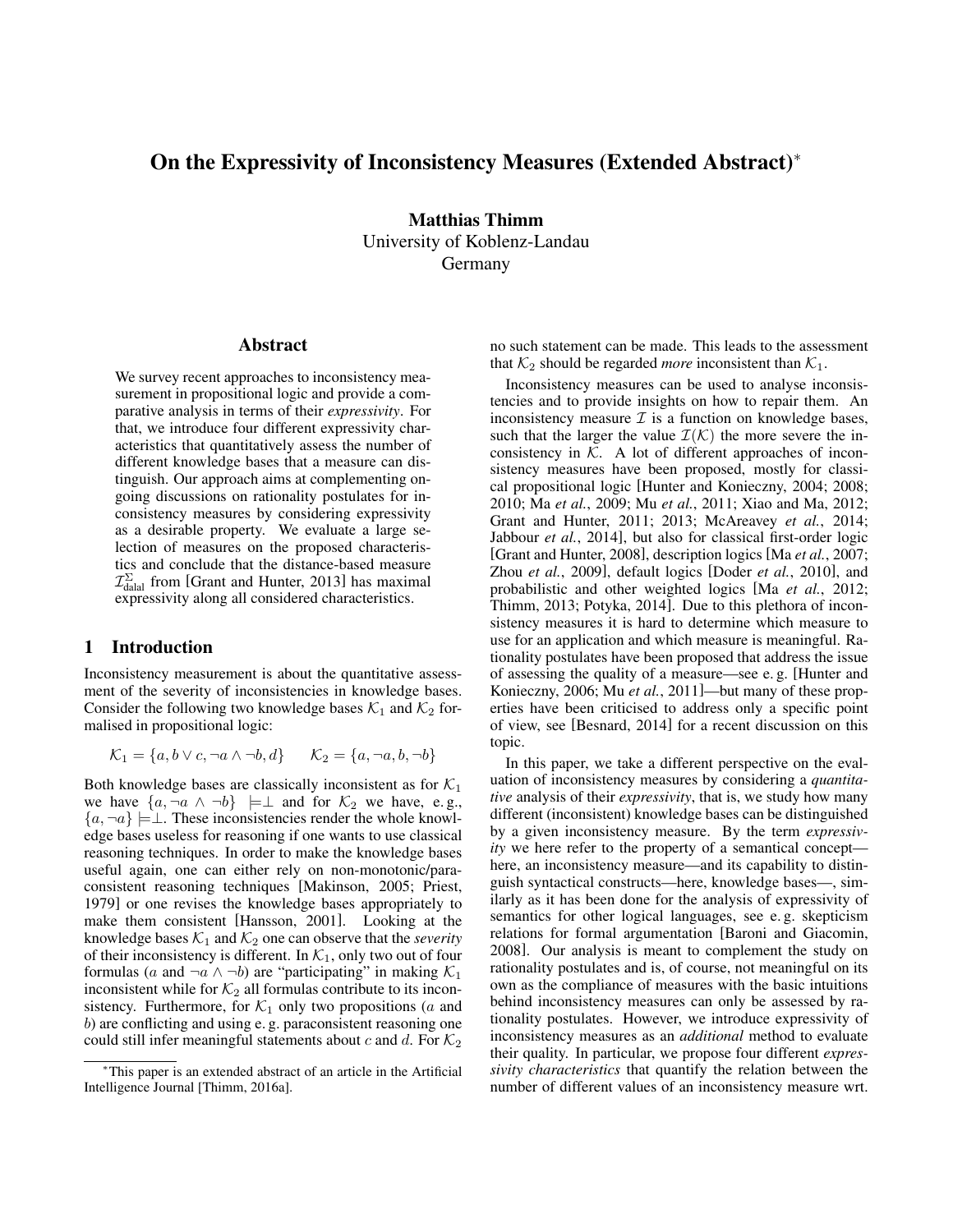# On the Expressivity of Inconsistency Measures (Extended Abstract)*

**Matthias Thimm**
University of Koblenz-Landau
Germany

## Abstract

We survey recent approaches to inconsistency measurement in propositional logic and provide a comparative analysis in terms of their *expressivity*. For that, we introduce four different expressivity characteristics that quantitatively assess the number of different knowledge bases that a measure can distinguish. Our approach aims at complementing ongoing discussions on rationality postulates for inconsistency measures by considering expressivity as a desirable property. We evaluate a large selection of measures on the proposed characteristics and conclude that the distance-based measure $\mathcal{I}^{\Sigma}_{\text{dalal}}$ from [Grant and Hunter, 2013] has maximal expressivity along all considered characteristics.

## 1 Introduction

Inconsistency measurement is about the quantitative assessment of the severity of inconsistencies in knowledge bases. Consider the following two knowledge bases $\mathcal{K}_1$ and $\mathcal{K}_2$ formalised in propositional logic:

$$\mathcal{K}_1 = \{a, b \vee c, \neg a \wedge \neg b, d\} \qquad \mathcal{K}_2 = \{a, \neg a, b, \neg b\}$$

Both knowledge bases are classically inconsistent as for $\mathcal{K}_1$ we have $\{a, \neg a \wedge \neg b\} \models \perp$ and for $\mathcal{K}_2$ we have, e. g., $\{a, \neg a\} \models \perp$. These inconsistencies render the whole knowledge bases useless for reasoning if one wants to use classical reasoning techniques. In order to make the knowledge bases useful again, one can either rely on non-monotonic/paraconsistent reasoning techniques [Makinson, 2005; Priest, 1979] or one revises the knowledge bases appropriately to make them consistent [Hansson, 2001]. Looking at the knowledge bases $\mathcal{K}_1$ and $\mathcal{K}_2$ one can observe that the *severity* of their inconsistency is different. In $\mathcal{K}_1$, only two out of four formulas ($a$ and $\neg a \wedge \neg b$) are "participating" in making $\mathcal{K}_1$ inconsistent while for $\mathcal{K}_2$ all formulas contribute to its inconsistency. Furthermore, for $\mathcal{K}_1$ only two propositions ($a$ and $b$) are conflicting and using e. g. paraconsistent reasoning one could still infer meaningful statements about $c$ and $d$. For $\mathcal{K}_2$ no such statement can be made. This leads to the assessment that $\mathcal{K}_2$ should be regarded *more* inconsistent than $\mathcal{K}_1$.

Inconsistency measures can be used to analyse inconsistencies and to provide insights on how to repair them. An inconsistency measure $\mathcal{I}$ is a function on knowledge bases, such that the larger the value $\mathcal{I}(\mathcal{K})$ the more severe the inconsistency in $\mathcal{K}$. A lot of different approaches of inconsistency measures have been proposed, mostly for classical propositional logic [Hunter and Konieczny, 2004; 2008; 2010; Ma *et al.*, 2009; Mu *et al.*, 2011; Xiao and Ma, 2012; Grant and Hunter, 2011; 2013; McAreavey *et al.*, 2014; Jabbour *et al.*, 2014], but also for classical first-order logic [Grant and Hunter, 2008], description logics [Ma *et al.*, 2007; Zhou *et al.*, 2009], default logics [Doder *et al.*, 2010], and probabilistic and other weighted logics [Ma *et al.*, 2012; Thimm, 2013; Potyka, 2014]. Due to this plethora of inconsistency measures it is hard to determine which measure to use for an application and which measure is meaningful. Rationality postulates have been proposed that address the issue of assessing the quality of a measure—see e. g. [Hunter and Konieczny, 2006; Mu *et al.*, 2011]—but many of these properties have been criticised to address only a specific point of view, see [Besnard, 2014] for a recent discussion on this topic.

In this paper, we take a different perspective on the evaluation of inconsistency measures by considering a *quantitative* analysis of their *expressivity*, that is, we study how many different (inconsistent) knowledge bases can be distinguished by a given inconsistency measure. By the term *expressivity* we here refer to the property of a semantical concept—here, an inconsistency measure—and its capability to distinguish syntactical constructs—here, knowledge bases—, similarly as it has been done for the analysis of expressivity of semantics for other logical languages, see e. g. skepticism relations for formal argumentation [Baroni and Giacomin, 2008]. Our analysis is meant to complement the study on rationality postulates and is, of course, not meaningful on its own as the compliance of measures with the basic intuitions behind inconsistency measures can only be assessed by rationality postulates. However, we introduce expressivity of inconsistency measures as an *additional* method to evaluate their quality. In particular, we propose four different *expressivity characteristics* that quantify the relation between the number of different values of an inconsistency measure wrt.

---

*This paper is an extended abstract of an article in the Artificial Intelligence Journal [Thimm, 2016a].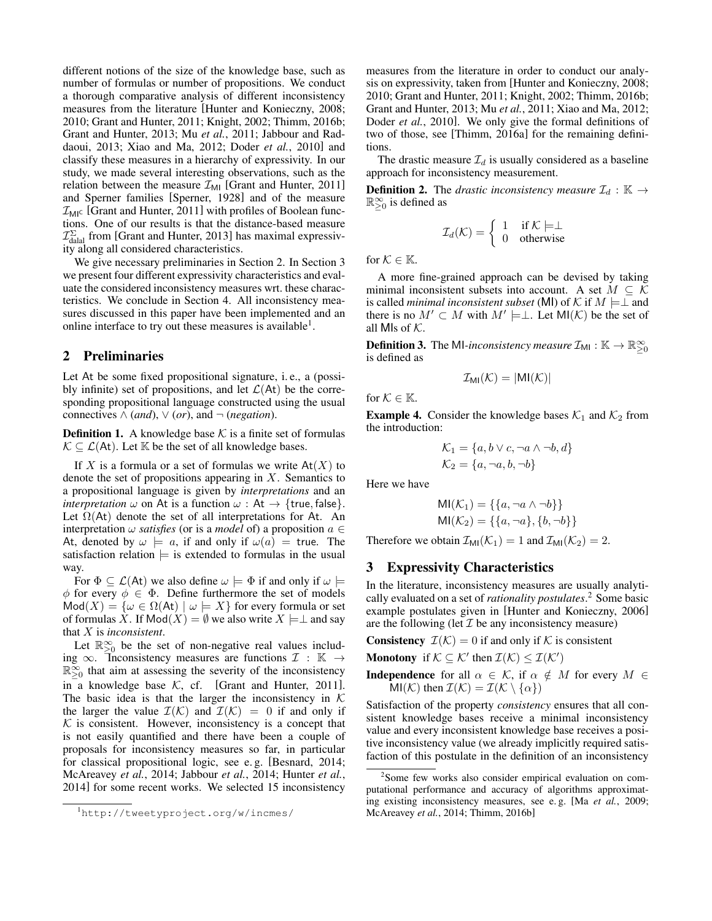different notions of the size of the knowledge base, such as number of formulas or number of propositions. We conduct a thorough comparative analysis of different inconsistency measures from the literature [Hunter and Konieczny, 2008; 2010; Grant and Hunter, 2011; Knight, 2002; Thimm, 2016b; Grant and Hunter, 2013; Mu *et al.*, 2011; Jabbour and Raddaoui, 2013; Xiao and Ma, 2012; Doder *et al.*, 2010] and classify these measures in a hierarchy of expressivity. In our study, we made several interesting observations, such as the relation between the measure $\mathcal{I}_{\mathsf{MI}}$ [Grant and Hunter, 2011] and Sperner families [Sperner, 1928] and of the measure $\mathcal{I}_{\mathsf{MI}^c}$ [Grant and Hunter, 2011] with profiles of Boolean functions. One of our results is that the distance-based measure $\mathcal{I}^{\Sigma}_{\text{dalal}}$ from [Grant and Hunter, 2013] has maximal expressivity along all considered characteristics.

We give necessary preliminaries in Section 2. In Section 3 we present four different expressivity characteristics and evaluate the considered inconsistency measures wrt. these characteristics. We conclude in Section 4. All inconsistency measures discussed in this paper have been implemented and an online interface to try out these measures is available[1].

## 2 Preliminaries

Let At be some fixed propositional signature, i.e., a (possibly infinite) set of propositions, and let $\mathcal{L}(\mathsf{At})$ be the corresponding propositional language constructed using the usual connectives $\wedge$ (*and*), $\vee$ (*or*), and $\neg$ (*negation*).

**Definition 1.** A knowledge base $\mathcal{K}$ is a finite set of formulas $\mathcal{K} \subseteq \mathcal{L}(\mathsf{At})$. Let $\mathbb{K}$ be the set of all knowledge bases.

If $X$ is a formula or a set of formulas we write $\mathsf{At}(X)$ to denote the set of propositions appearing in $X$. Semantics to a propositional language is given by *interpretations* and an *interpretation* $\omega$ on At is a function $\omega : \mathsf{At} \rightarrow \{\mathsf{true}, \mathsf{false}\}$. Let $\Omega(\mathsf{At})$ denote the set of all interpretations for At. An interpretation $\omega$ *satisfies* (or is a *model* of) a proposition $a \in \mathsf{At}$, denoted by $\omega \models a$, if and only if $\omega(a) = \mathsf{true}$. The satisfaction relation $\models$ is extended to formulas in the usual way.

For $\Phi \subseteq \mathcal{L}(\mathsf{At})$ we also define $\omega \models \Phi$ if and only if $\omega \models \phi$ for every $\phi \in \Phi$. Define furthermore the set of models $\mathsf{Mod}(X) = \{\omega \in \Omega(\mathsf{At}) \mid \omega \models X\}$ for every formula or set of formulas $X$. If $\mathsf{Mod}(X) = \emptyset$ we also write $X \models\perp$ and say that $X$ is *inconsistent*.

Let $\mathbb{R}^{\infty}_{\geq 0}$ be the set of non-negative real values including $\infty$. Inconsistency measures are functions $\mathcal{I} : \mathbb{K} \rightarrow \mathbb{R}^{\infty}_{\geq 0}$ that aim at assessing the severity of the inconsistency in a knowledge base $\mathcal{K}$, cf. [Grant and Hunter, 2011]. The basic idea is that the larger the inconsistency in $\mathcal{K}$ the larger the value $\mathcal{I}(\mathcal{K})$ and $\mathcal{I}(\mathcal{K}) = 0$ if and only if $\mathcal{K}$ is consistent. However, inconsistency is a concept that is not easily quantified and there have been a couple of proposals for inconsistency measures so far, in particular for classical propositional logic, see e.g. [Besnard, 2014; McAreavey *et al.*, 2014; Jabbour *et al.*, 2014; Hunter *et al.*, 2014] for some recent works. We selected 15 inconsistency measures from the literature in order to conduct our analysis on expressivity, taken from [Hunter and Konieczny, 2008; 2010; Grant and Hunter, 2011; Knight, 2002; Thimm, 2016b; Grant and Hunter, 2013; Mu *et al.*, 2011; Xiao and Ma, 2012; Doder *et al.*, 2010]. We only give the formal definitions of two of those, see [Thimm, 2016a] for the remaining definitions.

The drastic measure $\mathcal{I}_d$ is usually considered as a baseline approach for inconsistency measurement.

**Definition 2.** The *drastic inconsistency measure* $\mathcal{I}_d : \mathbb{K} \rightarrow \mathbb{R}^{\infty}_{\geq 0}$ is defined as

$$\mathcal{I}_d(\mathcal{K}) = \begin{cases} 1 & \text{if } \mathcal{K} \models\perp \\ 0 & \text{otherwise} \end{cases}$$

for $\mathcal{K} \in \mathbb{K}$.

A more fine-grained approach can be devised by taking minimal inconsistent subsets into account. A set $M \subseteq \mathcal{K}$ is called *minimal inconsistent subset* (MI) of $\mathcal{K}$ if $M \models\perp$ and there is no $M' \subset M$ with $M' \models\perp$. Let $\mathsf{MI}(\mathcal{K})$ be the set of all MIs of $\mathcal{K}$.

**Definition 3.** The MI-*inconsistency measure* $\mathcal{I}_{\mathsf{MI}} : \mathbb{K} \rightarrow \mathbb{R}^{\infty}_{\geq 0}$ is defined as

$$\mathcal{I}_{\mathsf{MI}}(\mathcal{K}) = |\mathsf{MI}(\mathcal{K})|$$

for $\mathcal{K} \in \mathbb{K}$.

**Example 4.** Consider the knowledge bases $\mathcal{K}_1$ and $\mathcal{K}_2$ from the introduction:

$$\mathcal{K}_1 = \{a, b \vee c, \neg a \wedge \neg b, d\}$$
$$\mathcal{K}_2 = \{a, \neg a, b, \neg b\}$$

Here we have

$$\mathsf{MI}(\mathcal{K}_1) = \{\{a, \neg a \wedge \neg b\}\}$$
$$\mathsf{MI}(\mathcal{K}_2) = \{\{a, \neg a\}, \{b, \neg b\}\}$$

Therefore we obtain $\mathcal{I}_{\mathsf{MI}}(\mathcal{K}_1) = 1$ and $\mathcal{I}_{\mathsf{MI}}(\mathcal{K}_2) = 2$.

## 3 Expressivity Characteristics

In the literature, inconsistency measures are usually analytically evaluated on a set of *rationality postulates*.[2] Some basic example postulates given in [Hunter and Konieczny, 2006] are the following (let $\mathcal{I}$ be any inconsistency measure)

**Consistency** $\mathcal{I}(\mathcal{K}) = 0$ if and only if $\mathcal{K}$ is consistent

**Monotony** if $\mathcal{K} \subseteq \mathcal{K}'$ then $\mathcal{I}(\mathcal{K}) \leq \mathcal{I}(\mathcal{K}')$

**Independence** for all $\alpha \in \mathcal{K}$, if $\alpha \notin M$ for every $M \in \mathsf{MI}(\mathcal{K})$ then $\mathcal{I}(\mathcal{K}) = \mathcal{I}(\mathcal{K} \setminus \{\alpha\})$

Satisfaction of the property *consistency* ensures that all consistent knowledge bases receive a minimal inconsistency value and every inconsistent knowledge base receives a positive inconsistency value (we already implicitly required satisfaction of this postulate in the definition of an inconsistency

[1] http://tweetyproject.org/w/incmes/

[2] Some few works also consider empirical evaluation on computational performance and accuracy of algorithms approximating existing inconsistency measures, see e.g. [Ma *et al.*, 2009; McAreavey *et al.*, 2014; Thimm, 2016b]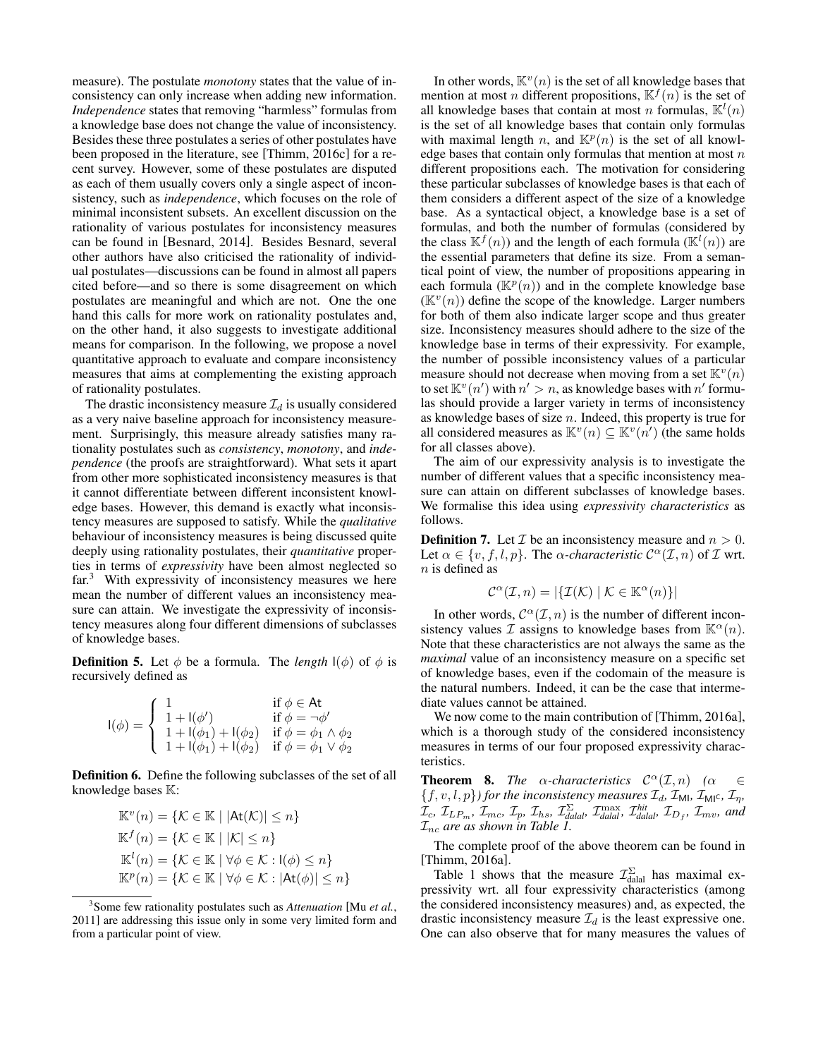measure). The postulate *monotony* states that the value of inconsistency can only increase when adding new information. *Independence* states that removing "harmless" formulas from a knowledge base does not change the value of inconsistency. Besides these three postulates a series of other postulates have been proposed in the literature, see [Thimm, 2016c] for a recent survey. However, some of these postulates are disputed as each of them usually covers only a single aspect of inconsistency, such as *independence*, which focuses on the role of minimal inconsistent subsets. An excellent discussion on the rationality of various postulates for inconsistency measures can be found in [Besnard, 2014]. Besides Besnard, several other authors have also criticised the rationality of individual postulates—discussions can be found in almost all papers cited before—and so there is some disagreement on which postulates are meaningful and which are not. One the one hand this calls for more work on rationality postulates and, on the other hand, it also suggests to investigate additional means for comparison. In the following, we propose a novel quantitative approach to evaluate and compare inconsistency measures that aims at complementing the existing approach of rationality postulates.

The drastic inconsistency measure $\mathcal{I}_d$ is usually considered as a very naive baseline approach for inconsistency measurement. Surprisingly, this measure already satisfies many rationality postulates such as *consistency*, *monotony*, and *independence* (the proofs are straightforward). What sets it apart from other more sophisticated inconsistency measures is that it cannot differentiate between different inconsistent knowledge bases. However, this demand is exactly what inconsistency measures are supposed to satisfy. While the *qualitative* behaviour of inconsistency measures is being discussed quite deeply using rationality postulates, their *quantitative* properties in terms of *expressivity* have been almost neglected so far.[3] With expressivity of inconsistency measures we here mean the number of different values an inconsistency measure can attain. We investigate the expressivity of inconsistency measures along four different dimensions of subclasses of knowledge bases.

**Definition 5.** Let $\phi$ be a formula. The *length* $\mathsf{l}(\phi)$ of $\phi$ is recursively defined as

$$\mathsf{l}(\phi) = \begin{cases} 1 & \text{if } \phi \in \mathsf{At} \\ 1 + \mathsf{l}(\phi') & \text{if } \phi = \neg\phi' \\ 1 + \mathsf{l}(\phi_1) + \mathsf{l}(\phi_2) & \text{if } \phi = \phi_1 \wedge \phi_2 \\ 1 + \mathsf{l}(\phi_1) + \mathsf{l}(\phi_2) & \text{if } \phi = \phi_1 \vee \phi_2 \end{cases}$$

**Definition 6.** Define the following subclasses of the set of all knowledge bases $\mathbb{K}$:

$$\mathbb{K}^v(n) = \{\mathcal{K} \in \mathbb{K} \mid |\mathsf{At}(\mathcal{K})| \leq n\}$$
$$\mathbb{K}^f(n) = \{\mathcal{K} \in \mathbb{K} \mid |\mathcal{K}| \leq n\}$$
$$\mathbb{K}^l(n) = \{\mathcal{K} \in \mathbb{K} \mid \forall \phi \in \mathcal{K} : \mathsf{l}(\phi) \leq n\}$$
$$\mathbb{K}^p(n) = \{\mathcal{K} \in \mathbb{K} \mid \forall \phi \in \mathcal{K} : |\mathsf{At}(\phi)| \leq n\}$$

In other words, $\mathbb{K}^v(n)$ is the set of all knowledge bases that mention at most $n$ different propositions, $\mathbb{K}^f(n)$ is the set of all knowledge bases that contain at most $n$ formulas, $\mathbb{K}^l(n)$ is the set of all knowledge bases that contain only formulas with maximal length $n$, and $\mathbb{K}^p(n)$ is the set of all knowledge bases that contain only formulas that mention at most $n$ different propositions each. The motivation for considering these particular subclasses of knowledge bases is that each of them considers a different aspect of the size of a knowledge base. As a syntactical object, a knowledge base is a set of formulas, and both the number of formulas (considered by the class $\mathbb{K}^f(n)$) and the length of each formula ($\mathbb{K}^l(n)$) are the essential parameters that define its size. From a semantical point of view, the number of propositions appearing in each formula ($\mathbb{K}^p(n)$) and in the complete knowledge base ($\mathbb{K}^v(n)$) define the scope of the knowledge. Larger numbers for both of them also indicate larger scope and thus greater size. Inconsistency measures should adhere to the size of the knowledge base in terms of their expressivity. For example, the number of possible inconsistency values of a particular measure should not decrease when moving from a set $\mathbb{K}^v(n)$ to set $\mathbb{K}^v(n')$ with $n' > n$, as knowledge bases with $n'$ formulas should provide a larger variety in terms of inconsistency as knowledge bases of size $n$. Indeed, this property is true for all considered measures as $\mathbb{K}^v(n) \subseteq \mathbb{K}^v(n')$ (the same holds for all classes above).

The aim of our expressivity analysis is to investigate the number of different values that a specific inconsistency measure can attain on different subclasses of knowledge bases. We formalise this idea using *expressivity characteristics* as follows.

**Definition 7.** Let $\mathcal{I}$ be an inconsistency measure and $n > 0$. Let $\alpha \in \{v, f, l, p\}$. The *$\alpha$-characteristic* $\mathcal{C}^\alpha(\mathcal{I}, n)$ of $\mathcal{I}$ wrt. $n$ is defined as

$$\mathcal{C}^\alpha(\mathcal{I}, n) = |\{\mathcal{I}(\mathcal{K}) \mid \mathcal{K} \in \mathbb{K}^\alpha(n)\}|$$

In other words, $\mathcal{C}^\alpha(\mathcal{I}, n)$ is the number of different inconsistency values $\mathcal{I}$ assigns to knowledge bases from $\mathbb{K}^\alpha(n)$. Note that these characteristics are not always the same as the *maximal* value of an inconsistency measure on a specific set of knowledge bases, even if the codomain of the measure is the natural numbers. Indeed, it can be the case that intermediate values cannot be attained.

We now come to the main contribution of [Thimm, 2016a], which is a thorough study of the considered inconsistency measures in terms of our four proposed expressivity characteristics.

**Theorem 8.** *The $\alpha$-characteristics $\mathcal{C}^\alpha(\mathcal{I}, n)$ ($\alpha \in \{f, v, l, p\}$) for the inconsistency measures $\mathcal{I}_d$, $\mathcal{I}_{\mathsf{MI}}$, $\mathcal{I}_{\mathsf{MI}^\mathsf{C}}$, $\mathcal{I}_\eta$, $\mathcal{I}_c$, $\mathcal{I}_{LP_m}$, $\mathcal{I}_{mc}$, $\mathcal{I}_p$, $\mathcal{I}_{hs}$, $\mathcal{I}^{\Sigma}_{dalal}$, $\mathcal{I}^{\max}_{dalal}$, $\mathcal{I}^{hit}_{dalal}$, $\mathcal{I}_{D_f}$, $\mathcal{I}_{mv}$, and $\mathcal{I}_{nc}$ are as shown in Table 1.*

The complete proof of the above theorem can be found in [Thimm, 2016a].

Table 1 shows that the measure $\mathcal{I}^{\Sigma}_{\text{dalal}}$ has maximal expressivity wrt. all four expressivity characteristics (among the considered inconsistency measures) and, as expected, the drastic inconsistency measure $\mathcal{I}_d$ is the least expressive one. One can also observe that for many measures the values of

[3] Some few rationality postulates such as *Attenuation* [Mu *et al.*, 2011] are addressing this issue only in some very limited form and from a particular point of view.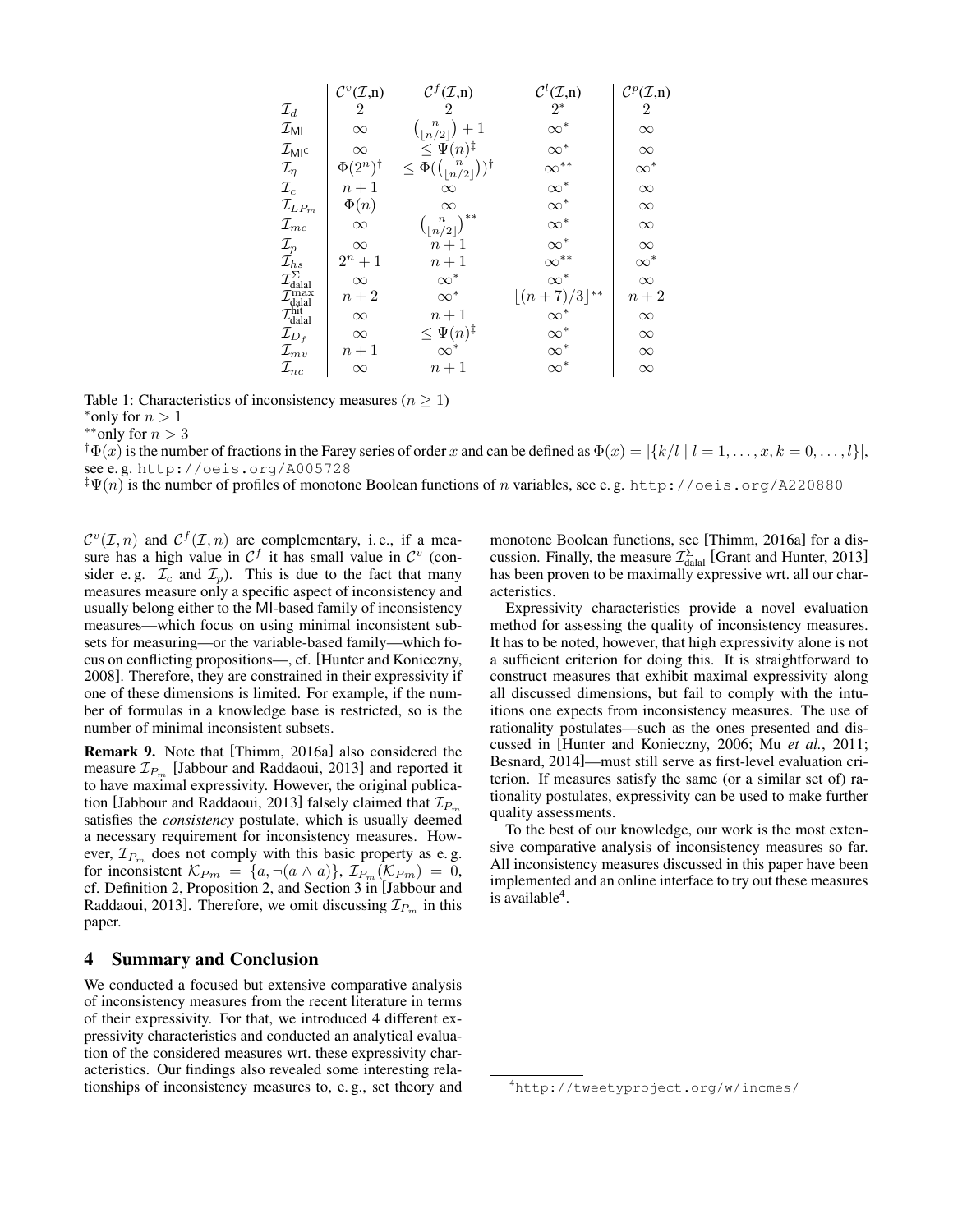| | $\mathcal{C}^v(\mathcal{I},n)$ | $\mathcal{C}^f(\mathcal{I},n)$ | $\mathcal{C}^l(\mathcal{I},n)$ | $\mathcal{C}^p(\mathcal{I},n)$ |
|---|---|---|---|---|
| $\mathcal{I}_d$ | 2 | 2 | $2^*$ | 2 |
| $\mathcal{I}_{\mathsf{MI}}$ | $\infty$ | $\binom{n}{\lfloor n/2 \rfloor}+1$ | $\infty^*$ | $\infty$ |
| $\mathcal{I}_{\mathsf{MI}^\mathsf{C}}$ | $\infty$ | $\leq \Psi(n)^\ddagger$ | $\infty^*$ | $\infty$ |
| $\mathcal{I}_\eta$ | $\Phi(2^n)^\dagger$ | $\leq \Phi(\binom{n}{\lfloor n/2 \rfloor})^\dagger$ | $\infty^{**}$ | $\infty^*$ |
| $\mathcal{I}_c$ | $n+1$ | $\infty$ | $\infty^*$ | $\infty$ |
| $\mathcal{I}_{LP_m}$ | $\Phi(n)$ | $\infty$ | $\infty^*$ | $\infty$ |
| $\mathcal{I}_{mc}$ | $\infty$ | $\binom{n}{\lfloor n/2 \rfloor}^{**}$ | $\infty^*$ | $\infty$ |
| $\mathcal{I}_p$ | $\infty$ | $n+1$ | $\infty^*$ | $\infty$ |
| $\mathcal{I}_{hs}$ | $2^n+1$ | $n+1$ | $\infty^{**}$ | $\infty^*$ |
| $\mathcal{I}^{\Sigma}_{\text{dalal}}$ | $\infty$ | $\infty^*$ | $\infty^*$ | $\infty$ |
| $\mathcal{I}^{\max}_{\text{dalal}}$ | $n+2$ | $\infty^*$ | $\lfloor (n+7)/3 \rfloor^{**}$ | $n+2$ |
| $\mathcal{I}^{\text{hit}}_{\text{dalal}}$ | $\infty$ | $n+1$ | $\infty^*$ | $\infty$ |
| $\mathcal{I}_{D_f}$ | $\infty$ | $\leq \Psi(n)^\ddagger$ | $\infty^*$ | $\infty$ |
| $\mathcal{I}_{mv}$ | $n+1$ | $\infty^*$ | $\infty^*$ | $\infty$ |
| $\mathcal{I}_{nc}$ | $\infty$ | $n+1$ | $\infty^*$ | $\infty$ |

Table 1: Characteristics of inconsistency measures ($n \geq 1$)
$^*$only for $n > 1$
$^{**}$only for $n > 3$
$^\dagger\Phi(x)$ is the number of fractions in the Farey series of order $x$ and can be defined as $\Phi(x) = |\{k/l \mid l = 1, \ldots, x, k = 0, \ldots, l\}|$, see e. g. http://oeis.org/A005728
$^\ddagger\Psi(n)$ is the number of profiles of monotone Boolean functions of $n$ variables, see e. g. http://oeis.org/A220880

$\mathcal{C}^v(\mathcal{I}, n)$ and $\mathcal{C}^f(\mathcal{I}, n)$ are complementary, i. e., if a measure has a high value in $\mathcal{C}^f$ it has small value in $\mathcal{C}^v$ (consider e. g. $\mathcal{I}_c$ and $\mathcal{I}_p$). This is due to the fact that many measures measure only a specific aspect of inconsistency and usually belong either to the MI-based family of inconsistency measures—which focus on using minimal inconsistent subsets for measuring—or the variable-based family—which focus on conflicting propositions—, cf. [Hunter and Konieczny, 2008]. Therefore, they are constrained in their expressivity if one of these dimensions is limited. For example, if the number of formulas in a knowledge base is restricted, so is the number of minimal inconsistent subsets.

**Remark 9.** Note that [Thimm, 2016a] also considered the measure $\mathcal{I}_{P_m}$ [Jabbour and Raddaoui, 2013] and reported it to have maximal expressivity. However, the original publication [Jabbour and Raddaoui, 2013] falsely claimed that $\mathcal{I}_{P_m}$ satisfies the *consistency* postulate, which is usually deemed a necessary requirement for inconsistency measures. However, $\mathcal{I}_{P_m}$ does not comply with this basic property as e. g. for inconsistent $\mathcal{K}_{Pm} = \{a, \neg(a \wedge a)\}$, $\mathcal{I}_{P_m}(\mathcal{K}_{Pm}) = 0$, cf. Definition 2, Proposition 2, and Section 3 in [Jabbour and Raddaoui, 2013]. Therefore, we omit discussing $\mathcal{I}_{P_m}$ in this paper.

## 4 Summary and Conclusion

We conducted a focused but extensive comparative analysis of inconsistency measures from the recent literature in terms of their expressivity. For that, we introduced 4 different expressivity characteristics and conducted an analytical evaluation of the considered measures wrt. these expressivity characteristics. Our findings also revealed some interesting relationships of inconsistency measures to, e. g., set theory and monotone Boolean functions, see [Thimm, 2016a] for a discussion. Finally, the measure $\mathcal{I}^{\Sigma}_{\text{dalal}}$ [Grant and Hunter, 2013] has been proven to be maximally expressive wrt. all our characteristics.

Expressivity characteristics provide a novel evaluation method for assessing the quality of inconsistency measures. It has to be noted, however, that high expressivity alone is not a sufficient criterion for doing this. It is straightforward to construct measures that exhibit maximal expressivity along all discussed dimensions, but fail to comply with the intuitions one expects from inconsistency measures. The use of rationality postulates—such as the ones presented and discussed in [Hunter and Konieczny, 2006; Mu *et al.*, 2011; Besnard, 2014]—must still serve as first-level evaluation criterion. If measures satisfy the same (or a similar set of) rationality postulates, expressivity can be used to make further quality assessments.

To the best of our knowledge, our work is the most extensive comparative analysis of inconsistency measures so far. All inconsistency measures discussed in this paper have been implemented and an online interface to try out these measures is available[4].

[4] http://tweetyproject.org/w/incmes/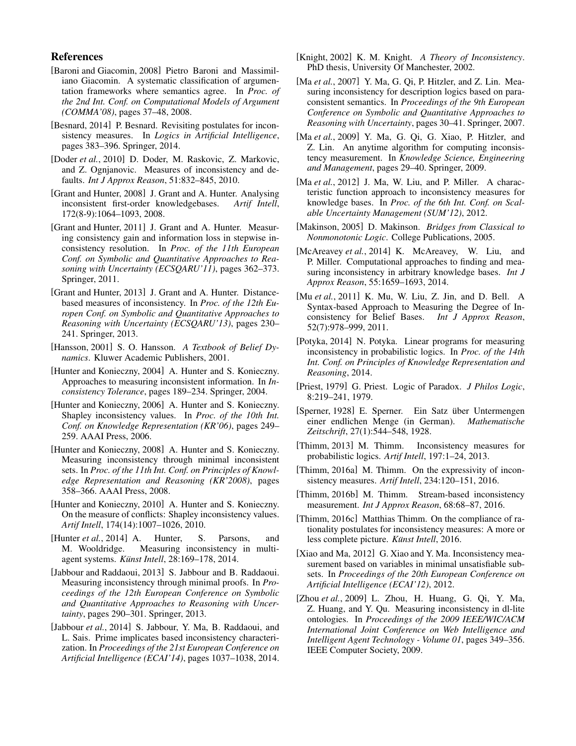## References

[Baroni and Giacomin, 2008] Pietro Baroni and Massimiliano Giacomin. A systematic classification of argumentation frameworks where semantics agree. In *Proc. of the 2nd Int. Conf. on Computational Models of Argument (COMMA'08)*, pages 37–48, 2008.

[Besnard, 2014] P. Besnard. Revisiting postulates for inconsistency measures. In *Logics in Artificial Intelligence*, pages 383–396. Springer, 2014.

[Doder *et al.*, 2010] D. Doder, M. Raskovic, Z. Markovic, and Z. Ognjanovic. Measures of inconsistency and defaults. *Int J Approx Reason*, 51:832–845, 2010.

[Grant and Hunter, 2008] J. Grant and A. Hunter. Analysing inconsistent first-order knowledgebases. *Artif Intell*, 172(8-9):1064–1093, 2008.

[Grant and Hunter, 2011] J. Grant and A. Hunter. Measuring consistency gain and information loss in stepwise inconsistency resolution. In *Proc. of the 11th European Conf. on Symbolic and Quantitative Approaches to Reasoning with Uncertainty (ECSQARU'11)*, pages 362–373. Springer, 2011.

[Grant and Hunter, 2013] J. Grant and A. Hunter. Distance-based measures of inconsistency. In *Proc. of the 12th Europen Conf. on Symbolic and Quantitative Approaches to Reasoning with Uncertainty (ECSQARU'13)*, pages 230–241. Springer, 2013.

[Hansson, 2001] S. O. Hansson. *A Textbook of Belief Dynamics*. Kluwer Academic Publishers, 2001.

[Hunter and Konieczny, 2004] A. Hunter and S. Konieczny. Approaches to measuring inconsistent information. In *Inconsistency Tolerance*, pages 189–234. Springer, 2004.

[Hunter and Konieczny, 2006] A. Hunter and S. Konieczny. Shapley inconsistency values. In *Proc. of the 10th Int. Conf. on Knowledge Representation (KR'06)*, pages 249–259. AAAI Press, 2006.

[Hunter and Konieczny, 2008] A. Hunter and S. Konieczny. Measuring inconsistency through minimal inconsistent sets. In *Proc. of the 11th Int. Conf. on Principles of Knowledge Representation and Reasoning (KR'2008)*, pages 358–366. AAAI Press, 2008.

[Hunter and Konieczny, 2010] A. Hunter and S. Konieczny. On the measure of conflicts: Shapley inconsistency values. *Artif Intell*, 174(14):1007–1026, 2010.

[Hunter *et al.*, 2014] A. Hunter, S. Parsons, and M. Wooldridge. Measuring inconsistency in multi-agent systems. *Künst Intell*, 28:169–178, 2014.

[Jabbour and Raddaoui, 2013] S. Jabbour and B. Raddaoui. Measuring inconsistency through minimal proofs. In *Proceedings of the 12th European Conference on Symbolic and Quantitative Approaches to Reasoning with Uncertainty*, pages 290–301. Springer, 2013.

[Jabbour *et al.*, 2014] S. Jabbour, Y. Ma, B. Raddaoui, and L. Sais. Prime implicates based inconsistency characterization. In *Proceedings of the 21st European Conference on Artificial Intelligence (ECAI'14)*, pages 1037–1038, 2014.

[Knight, 2002] K. M. Knight. *A Theory of Inconsistency*. PhD thesis, University Of Manchester, 2002.

[Ma *et al.*, 2007] Y. Ma, G. Qi, P. Hitzler, and Z. Lin. Measuring inconsistency for description logics based on paraconsistent semantics. In *Proceedings of the 9th European Conference on Symbolic and Quantitative Approaches to Reasoning with Uncertainty*, pages 30–41. Springer, 2007.

[Ma *et al.*, 2009] Y. Ma, G. Qi, G. Xiao, P. Hitzler, and Z. Lin. An anytime algorithm for computing inconsistency measurement. In *Knowledge Science, Engineering and Management*, pages 29–40. Springer, 2009.

[Ma *et al.*, 2012] J. Ma, W. Liu, and P. Miller. A characteristic function approach to inconsistency measures for knowledge bases. In *Proc. of the 6th Int. Conf. on Scalable Uncertainty Management (SUM'12)*, 2012.

[Makinson, 2005] D. Makinson. *Bridges from Classical to Nonmonotonic Logic*. College Publications, 2005.

[McAreavey *et al.*, 2014] K. McAreavey, W. Liu, and P. Miller. Computational approaches to finding and measuring inconsistency in arbitrary knowledge bases. *Int J Approx Reason*, 55:1659–1693, 2014.

[Mu *et al.*, 2011] K. Mu, W. Liu, Z. Jin, and D. Bell. A Syntax-based Approach to Measuring the Degree of Inconsistency for Belief Bases. *Int J Approx Reason*, 52(7):978–999, 2011.

[Potyka, 2014] N. Potyka. Linear programs for measuring inconsistency in probabilistic logics. In *Proc. of the 14th Int. Conf. on Principles of Knowledge Representation and Reasoning*, 2014.

[Priest, 1979] G. Priest. Logic of Paradox. *J Philos Logic*, 8:219–241, 1979.

[Sperner, 1928] E. Sperner. Ein Satz über Untermengen einer endlichen Menge (in German). *Mathematische Zeitschrift*, 27(1):544–548, 1928.

[Thimm, 2013] M. Thimm. Inconsistency measures for probabilistic logics. *Artif Intell*, 197:1–24, 2013.

[Thimm, 2016a] M. Thimm. On the expressivity of inconsistency measures. *Artif Intell*, 234:120–151, 2016.

[Thimm, 2016b] M. Thimm. Stream-based inconsistency measurement. *Int J Approx Reason*, 68:68–87, 2016.

[Thimm, 2016c] Matthias Thimm. On the compliance of rationality postulates for inconsistency measures: A more or less complete picture. *Künst Intell*, 2016.

[Xiao and Ma, 2012] G. Xiao and Y. Ma. Inconsistency measurement based on variables in minimal unsatisfiable subsets. In *Proceedings of the 20th European Conference on Artificial Intelligence (ECAI'12)*, 2012.

[Zhou *et al.*, 2009] L. Zhou, H. Huang, G. Qi, Y. Ma, Z. Huang, and Y. Qu. Measuring inconsistency in dl-lite ontologies. In *Proceedings of the 2009 IEEE/WIC/ACM International Joint Conference on Web Intelligence and Intelligent Agent Technology - Volume 01*, pages 349–356. IEEE Computer Society, 2009.